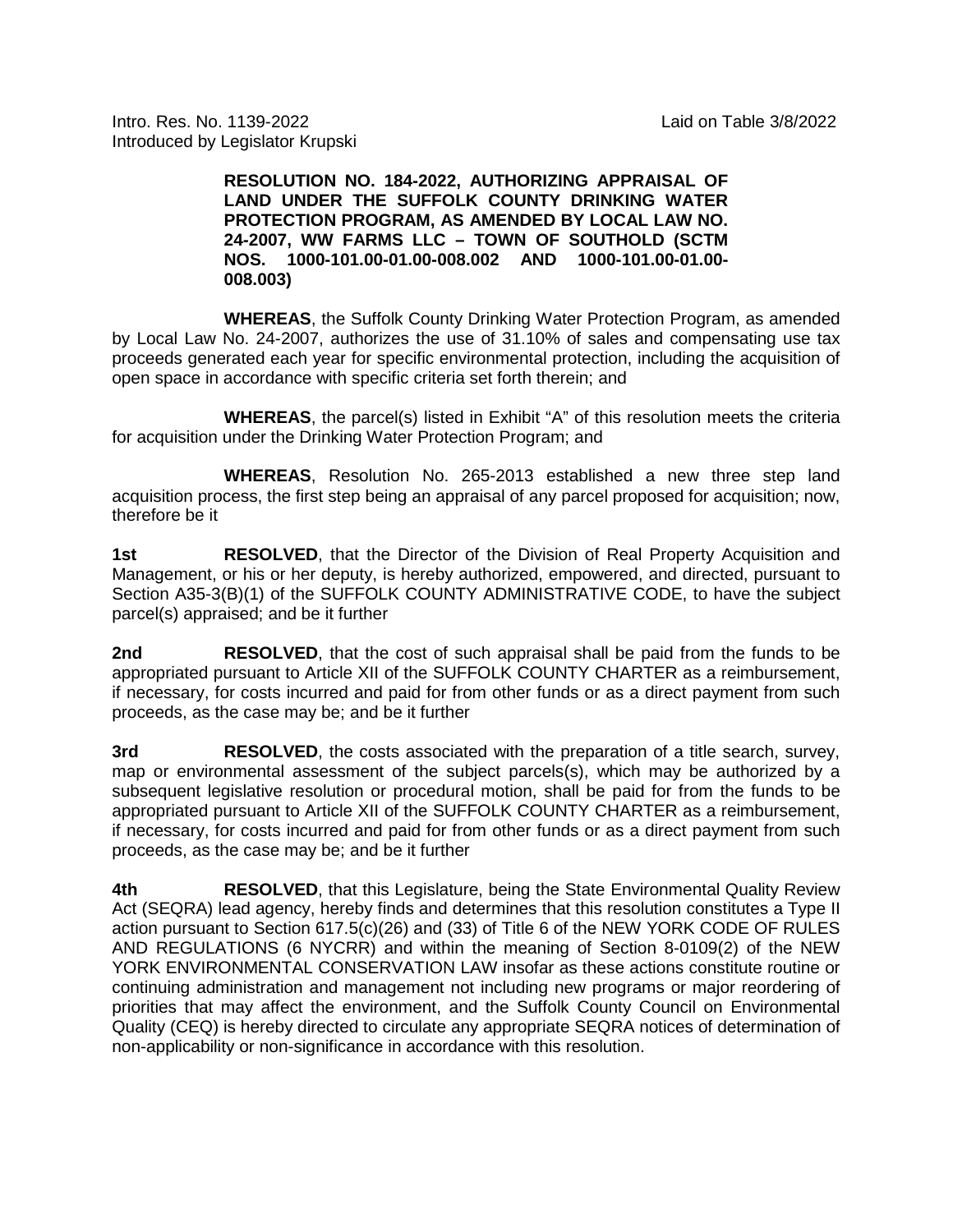Intro. Res. No. 1139-2022 Laid on Table 3/8/2022
Introduced by Legislator Krupski

**RESOLUTION NO. 184-2022, AUTHORIZING APPRAISAL OF LAND UNDER THE SUFFOLK COUNTY DRINKING WATER PROTECTION PROGRAM, AS AMENDED BY LOCAL LAW NO. 24-2007, WW FARMS LLC – TOWN OF SOUTHOLD (SCTM NOS. 1000-101.00-01.00-008.002 AND 1000-101.00-01.00-008.003)**

**WHEREAS**, the Suffolk County Drinking Water Protection Program, as amended by Local Law No. 24-2007, authorizes the use of 31.10% of sales and compensating use tax proceeds generated each year for specific environmental protection, including the acquisition of open space in accordance with specific criteria set forth therein; and

**WHEREAS**, the parcel(s) listed in Exhibit "A" of this resolution meets the criteria for acquisition under the Drinking Water Protection Program; and

**WHEREAS**, Resolution No. 265-2013 established a new three step land acquisition process, the first step being an appraisal of any parcel proposed for acquisition; now, therefore be it

**1st RESOLVED**, that the Director of the Division of Real Property Acquisition and Management, or his or her deputy, is hereby authorized, empowered, and directed, pursuant to Section A35-3(B)(1) of the SUFFOLK COUNTY ADMINISTRATIVE CODE, to have the subject parcel(s) appraised; and be it further

**2nd RESOLVED**, that the cost of such appraisal shall be paid from the funds to be appropriated pursuant to Article XII of the SUFFOLK COUNTY CHARTER as a reimbursement, if necessary, for costs incurred and paid for from other funds or as a direct payment from such proceeds, as the case may be; and be it further

**3rd RESOLVED**, the costs associated with the preparation of a title search, survey, map or environmental assessment of the subject parcels(s), which may be authorized by a subsequent legislative resolution or procedural motion, shall be paid for from the funds to be appropriated pursuant to Article XII of the SUFFOLK COUNTY CHARTER as a reimbursement, if necessary, for costs incurred and paid for from other funds or as a direct payment from such proceeds, as the case may be; and be it further

**4th RESOLVED**, that this Legislature, being the State Environmental Quality Review Act (SEQRA) lead agency, hereby finds and determines that this resolution constitutes a Type II action pursuant to Section 617.5(c)(26) and (33) of Title 6 of the NEW YORK CODE OF RULES AND REGULATIONS (6 NYCRR) and within the meaning of Section 8-0109(2) of the NEW YORK ENVIRONMENTAL CONSERVATION LAW insofar as these actions constitute routine or continuing administration and management not including new programs or major reordering of priorities that may affect the environment, and the Suffolk County Council on Environmental Quality (CEQ) is hereby directed to circulate any appropriate SEQRA notices of determination of non-applicability or non-significance in accordance with this resolution.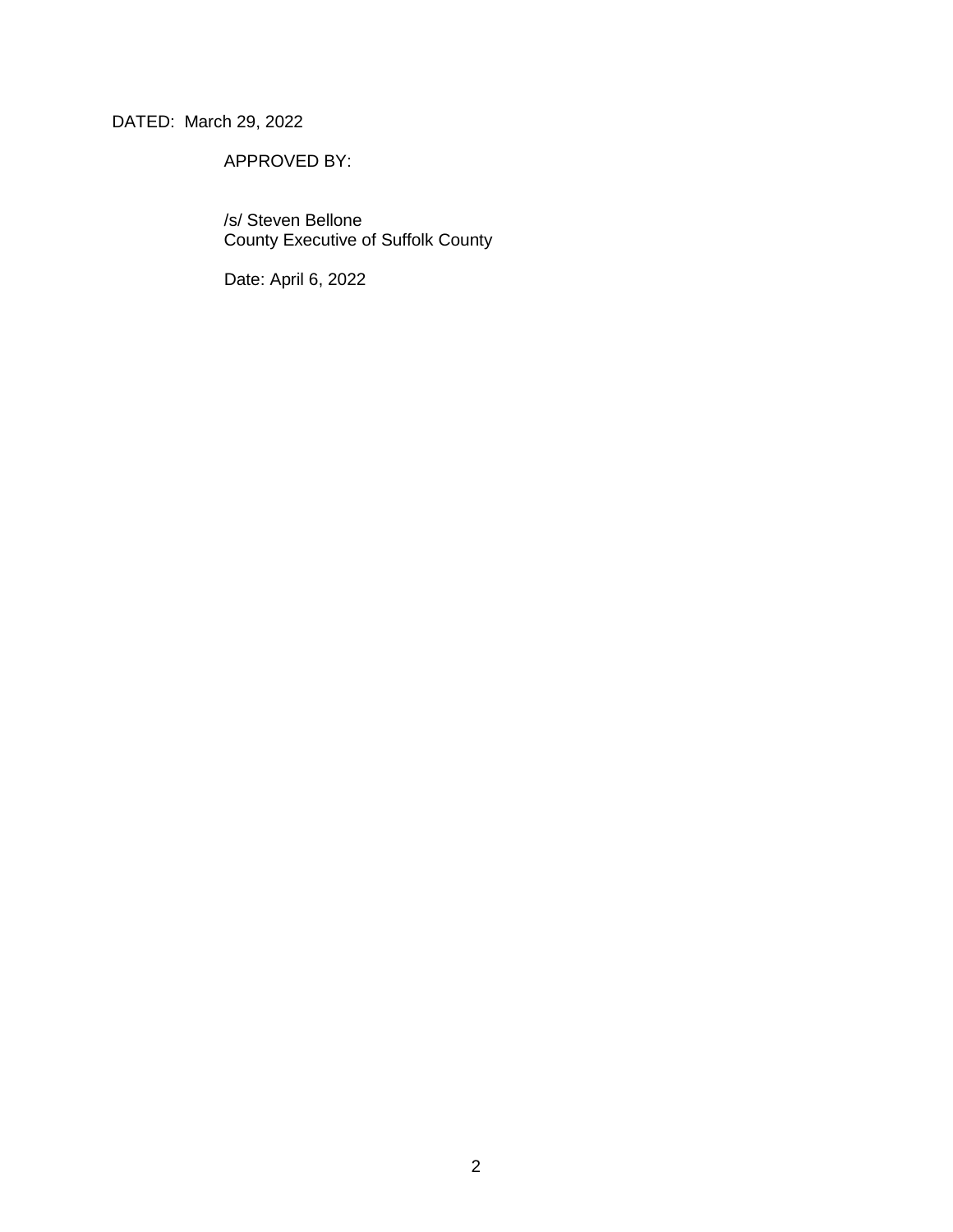DATED: March 29, 2022

APPROVED BY:

/s/ Steven Bellone
County Executive of Suffolk County

Date: April 6, 2022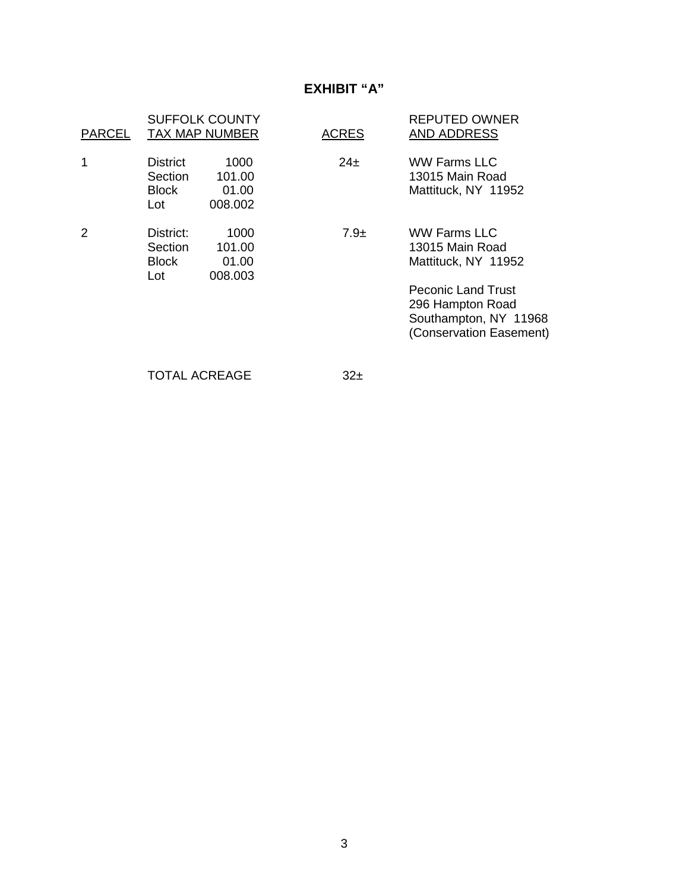# EXHIBIT "A"

| PARCEL | SUFFOLK COUNTY TAX MAP NUMBER | ACRES | REPUTED OWNER AND ADDRESS |
|---|---|---|---|
| 1 | District 1000<br>Section 101.00<br>Block 01.00<br>Lot 008.002 | 24± | WW Farms LLC<br>13015 Main Road<br>Mattituck, NY 11952 |
| 2 | District: 1000<br>Section 101.00<br>Block 01.00<br>Lot 008.003 | 7.9± | WW Farms LLC<br>13015 Main Road<br>Mattituck, NY 11952<br><br>Peconic Land Trust<br>296 Hampton Road<br>Southampton, NY 11968<br>(Conservation Easement) |
| | TOTAL ACREAGE | 32± | |